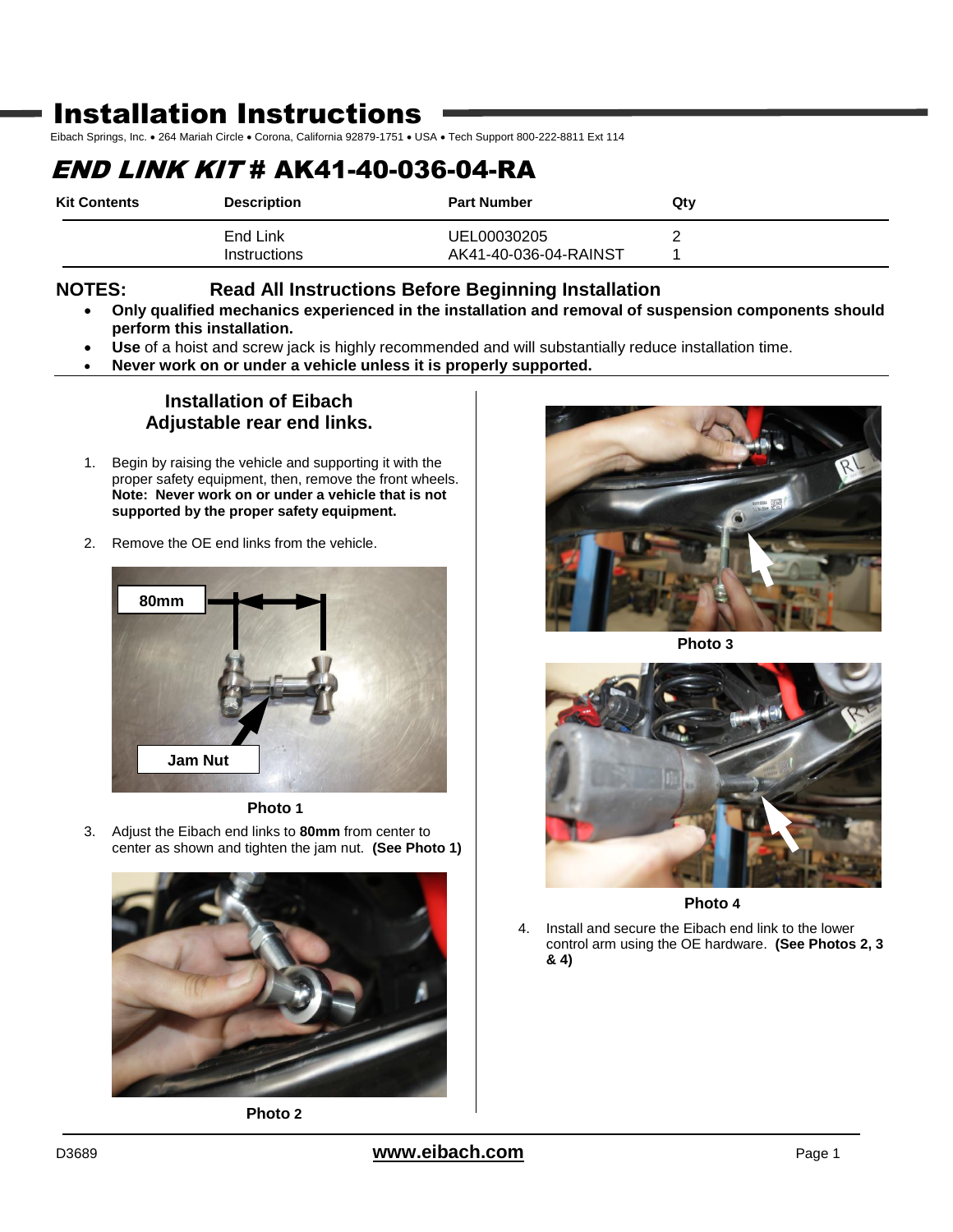# Installation Instructions

Eibach Springs, Inc. • 264 Mariah Circle • Corona, California 92879-1751 • USA • Tech Support 800-222-8811 Ext 114

## *END LINK KIT* # AK41-40-036-04-RA

| Kit Contents | Description | Part Number | Qty |
|---|---|---|---|
| | End Link | UEL00030205 | 2 |
| | Instructions | AK41-40-036-04-RAINST | 1 |

**NOTES: Read All Instructions Before Beginning Installation**

- **Only qualified mechanics experienced in the installation and removal of suspension components should perform this installation.**
- **Use** of a hoist and screw jack is highly recommended and will substantially reduce installation time.
- **Never work on or under a vehicle unless it is properly supported.**

### Installation of Eibach Adjustable rear end links.

1. Begin by raising the vehicle and supporting it with the proper safety equipment, then, remove the front wheels. **Note: Never work on or under a vehicle that is not supported by the proper safety equipment.**

2. Remove the OE end links from the vehicle.

80mm

Jam Nut

**Photo 1**

3. Adjust the Eibach end links to **80mm** from center to center as shown and tighten the jam nut. **(See Photo 1)**

**Photo 2**

**Photo 3**

**Photo 4**

4. Install and secure the Eibach end link to the lower control arm using the OE hardware. **(See Photos 2, 3 & 4)**

D3689

**www.eibach.com**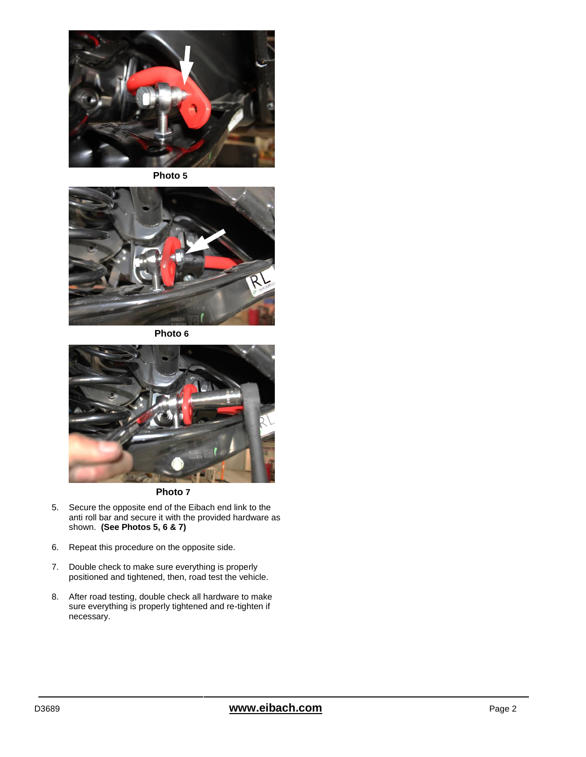Photo 5

Photo 6

Photo 7

5. Secure the opposite end of the Eibach end link to the anti roll bar and secure it with the provided hardware as shown. **(See Photos 5, 6 & 7)**

6. Repeat this procedure on the opposite side.

7. Double check to make sure everything is properly positioned and tightened, then, road test the vehicle.

8. After road testing, double check all hardware to make sure everything is properly tightened and re-tighten if necessary.